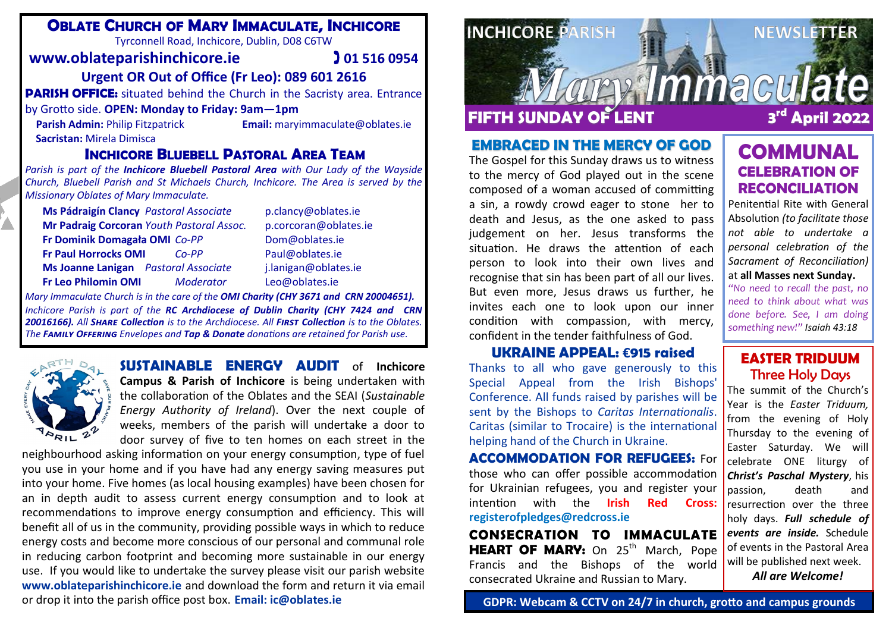# OBLATE CHURCH OF MARY IMMACULATE, INCHICORE

Tyrconnell Road, Inchicore, Dublin, D08 C6TW

**www.oblateparishinchicore.ie** **01 516 0954**

**Urgent OR Out of Office (Fr Leo): 089 601 2616**

**PARISH OFFICE:** situated behind the Church in the Sacristy area. Entrance by Grotto side. **OPEN: Monday to Friday: 9am—1pm**

**Parish Admin:** Philip Fitzpatrick **Email:** maryimmaculate@oblates.ie

**Sacristan:** Mirela Dimisca

## INCHICORE BLUEBELL PASTORAL AREA TEAM

*Parish is part of the **Inchicore Bluebell Pastoral Area** with Our Lady of the Wayside Church, Bluebell Parish and St Michaels Church, Inchicore. The Area is served by the Missionary Oblates of Mary Immaculate.*

| | | |
|---|---|---|
| **Ms Pádraigín Clancy** | *Pastoral Associate* | p.clancy@oblates.ie |
| **Mr Padraig Corcoran** | *Youth Pastoral Assoc.* | p.corcoran@oblates.ie |
| **Fr Dominik Domagała OMI** | *Co-PP* | Dom@oblates.ie |
| **Fr Paul Horrocks OMI** | *Co-PP* | Paul@oblates.ie |
| **Ms Joanne Lanigan** | *Pastoral Associate* | j.lanigan@oblates.ie |
| **Fr Leo Philomin OMI** | *Moderator* | Leo@oblates.ie |

*Mary Immaculate Church is in the care of the **OMI Charity (CHY 3671 and CRN 20004651).** Inchicore Parish is part of the **RC Archdiocese of Dublin Charity (CHY 7424 and CRN 20016166).** All **SHARE Collection** is to the Archdiocese. All **FIRST Collection** is to the Oblates. The **FAMILY OFFERING** Envelopes and **Tap & Donate** donations are retained for Parish use.*

## SUSTAINABLE ENERGY AUDIT

**SUSTAINABLE ENERGY AUDIT** of **Inchicore Campus & Parish of Inchicore** is being undertaken with the collaboration of the Oblates and the SEAI (*Sustainable Energy Authority of Ireland*). Over the next couple of weeks, members of the parish will undertake a door to door survey of five to ten homes on each street in the neighbourhood asking information on your energy consumption, type of fuel you use in your home and if you have had any energy saving measures put into your home. Five homes (as local housing examples) have been chosen for an in depth audit to assess current energy consumption and to look at recommendations to improve energy consumption and efficiency. This will benefit all of us in the community, providing possible ways in which to reduce energy costs and become more conscious of our personal and communal role in reducing carbon footprint and becoming more sustainable in our energy use. If you would like to undertake the survey please visit our parish website **www.oblateparishinchicore.ie** and download the form and return it via email or drop it into the parish office post box. **Email: ic@oblates.ie**

# INCHICORE PARISH NEWSLETTER — Mary Immaculate

**FIFTH SUNDAY OF LENT** — **3rd April 2022**

## EMBRACED IN THE MERCY OF GOD

The Gospel for this Sunday draws us to witness to the mercy of God played out in the scene composed of a woman accused of committing a sin, a rowdy crowd eager to stone her to death and Jesus, as the one asked to pass judgement on her. Jesus transforms the situation. He draws the attention of each person to look into their own lives and recognise that sin has been part of all our lives. But even more, Jesus draws us further, he invites each one to look upon our inner condition with compassion, with mercy, confident in the tender faithfulness of God.

## UKRAINE APPEAL: €915 raised

Thanks to all who gave generously to this Special Appeal from the Irish Bishops' Conference. All funds raised by parishes will be sent by the Bishops to *Caritas Internationalis*. Caritas (similar to Trocaire) is the international helping hand of the Church in Ukraine.

**ACCOMMODATION FOR REFUGEES:** For those who can offer possible accommodation for Ukrainian refugees, you and register your intention with the **Irish Red Cross: registerofpledges@redcross.ie**

**CONSECRATION TO IMMACULATE HEART OF MARY:** On 25th March, Pope Francis and the Bishops of the world consecrated Ukraine and Russian to Mary.

## COMMUNAL CELEBRATION OF RECONCILIATION

Penitential Rite with General Absolution *(to facilitate those not able to undertake a personal celebration of the Sacrament of Reconciliation)* at **all Masses next Sunday.**

*"No need to recall the past, no need to think about what was done before. See, I am doing something new!" Isaiah 43:18*

## EASTER TRIDUUM

### Three Holy Days

The summit of the Church's Year is the *Easter Triduum,* from the evening of Holy Thursday to the evening of Easter Saturday. We will celebrate ONE liturgy of ***Christ's Paschal Mystery***, his passion, death and resurrection over the three holy days. ***Full schedule of events are inside.*** Schedule of events in the Pastoral Area will be published next week.

***All are Welcome!***

**GDPR: Webcam & CCTV on 24/7 in church, grotto and campus grounds**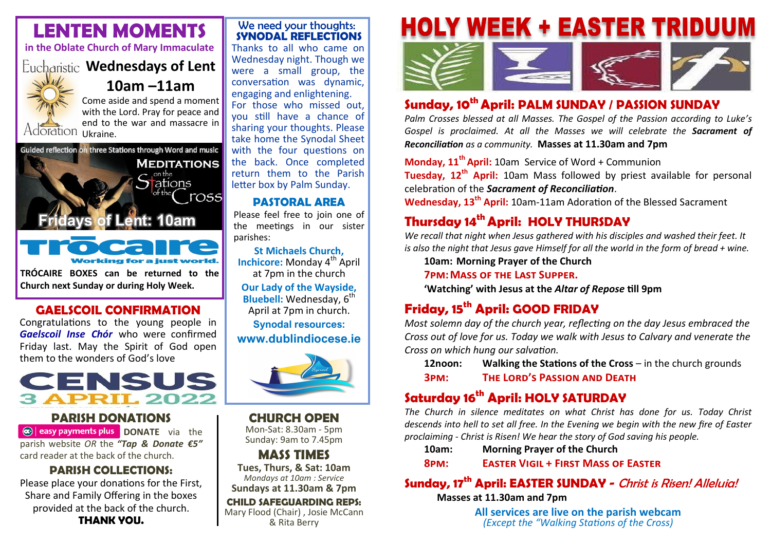# LENTEN MOMENTS

**in the Oblate Church of Mary Immaculate**

Eucharistic Adoration

## Wednesdays of Lent

## 10am –11am

Come aside and spend a moment with the Lord. Pray for peace and end to the war and massacre in Ukraine.

Guided reflection on three Stations through Word and music

**MEDITATIONS on the Stations of the Cross**

**Fridays of Lent: 10am**

**Trócaire** — Working for a just world.

**TRÓCAIRE BOXES can be returned to the Church next Sunday or during Holy Week.**

## GAELSCOIL CONFIRMATION

Congratulations to the young people in ***Gaelscoil Inse Chór*** who were confirmed Friday last. May the Spirit of God open them to the wonders of God's love

**CENSUS 3 APRIL 2022**

## PARISH DONATIONS

easy payments plus **DONATE** via the parish website *OR* the ***"Tap & Donate €5"*** card reader at the back of the church.

## PARISH COLLECTIONS:

Please place your donations for the First, Share and Family Offering in the boxes provided at the back of the church.

**THANK YOU.**

## We need your thoughts: SYNODAL REFLECTIONS

Thanks to all who came on Wednesday night. Though we were a small group, the conversation was dynamic, engaging and enlightening. For those who missed out, you still have a chance of sharing your thoughts. Please take home the Synodal Sheet with the four questions on the back. Once completed return them to the Parish letter box by Palm Sunday.

## PASTORAL AREA

Please feel free to join one of the meetings in our sister parishes:

**St Michaels Church, Inchicore:** Monday 4th April at 7pm in the church

**Our Lady of the Wayside, Bluebell:** Wednesday, 6th April at 7pm in church.

**Synodal resources:**

**www.dublindiocese.ie**

## CHURCH OPEN

Mon-Sat: 8.30am - 5pm
Sunday: 9am to 7.45pm

## MASS TIMES

**Tues, Thurs, & Sat: 10am**
*Mondays at 10am : Service*
**Sundays at 11.30am & 7pm**

**CHILD SAFEGUARDING REPS:**
Mary Flood (Chair) , Josie McCann & Rita Berry

# HOLY WEEK + EASTER TRIDUUM

## Sunday, 10th April: PALM SUNDAY / PASSION SUNDAY

*Palm Crosses blessed at all Masses. The Gospel of the Passion according to Luke's Gospel is proclaimed. At all the Masses we will celebrate the **Sacrament of Reconciliation** as a community.* **Masses at 11.30am and 7pm**

**Monday, 11th April:** 10am Service of Word + Communion
**Tuesday, 12th April:** 10am Mass followed by priest available for personal celebration of the ***Sacrament of Reconciliation***.
**Wednesday, 13th April:** 10am-11am Adoration of the Blessed Sacrament

## Thursday 14th April: HOLY THURSDAY

*We recall that night when Jesus gathered with his disciples and washed their feet. It is also the night that Jesus gave Himself for all the world in the form of bread + wine.*

**10am: Morning Prayer of the Church**
**7PM: MASS OF THE LAST SUPPER.**
**'Watching' with Jesus at the *Altar of Repose* till 9pm**

## Friday, 15th April: GOOD FRIDAY

*Most solemn day of the church year, reflecting on the day Jesus embraced the Cross out of love for us. Today we walk with Jesus to Calvary and venerate the Cross on which hung our salvation.*

**12noon:** **Walking the Stations of the Cross** – in the church grounds
**3PM:** **THE LORD'S PASSION AND DEATH**

## Saturday 16th April: HOLY SATURDAY

*The Church in silence meditates on what Christ has done for us. Today Christ descends into hell to set all free. In the Evening we begin with the new fire of Easter proclaiming - Christ is Risen! We hear the story of God saving his people.*

**10am:** **Morning Prayer of the Church**
**8PM:** **EASTER VIGIL + FIRST MASS OF EASTER**

## Sunday, 17th April: EASTER SUNDAY - *Christ is Risen! Alleluia!*

**Masses at 11.30am and 7pm**

**All services are live on the parish webcam**
*(Except the "Walking Stations of the Cross)*